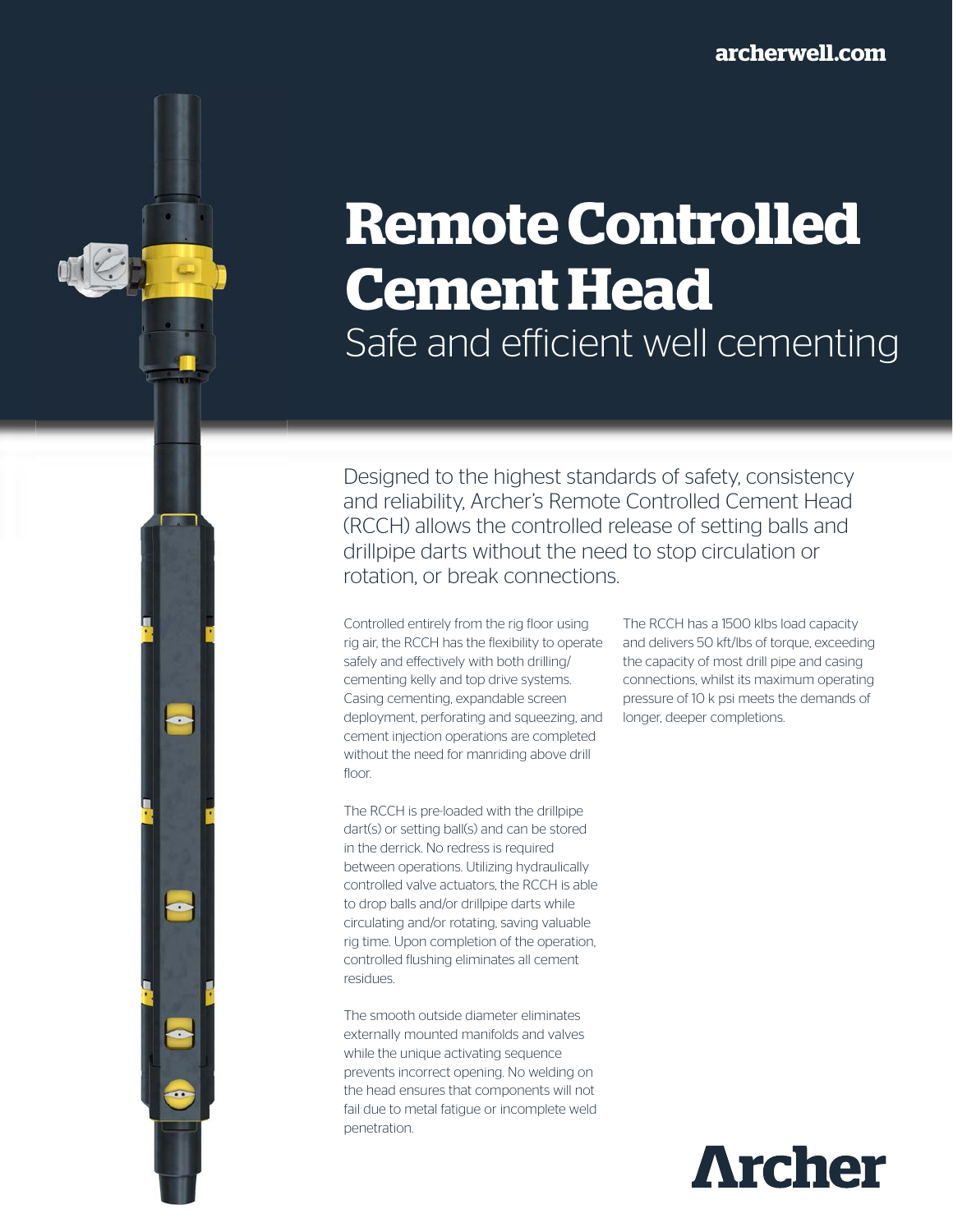archerwell.com

# Remote Controlled Cement Head

## Safe and efficient well cementing

Designed to the highest standards of safety, consistency and reliability, Archer's Remote Controlled Cement Head (RCCH) allows the controlled release of setting balls and drillpipe darts without the need to stop circulation or rotation, or break connections.

Controlled entirely from the rig floor using rig air, the RCCH has the flexibility to operate safely and effectively with both drilling/cementing kelly and top drive systems. Casing cementing, expandable screen deployment, perforating and squeezing, and cement injection operations are completed without the need for manriding above drill floor.

The RCCH is pre-loaded with the drillpipe dart(s) or setting ball(s) and can be stored in the derrick. No redress is required between operations. Utilizing hydraulically controlled valve actuators, the RCCH is able to drop balls and/or drillpipe darts while circulating and/or rotating, saving valuable rig time. Upon completion of the operation, controlled flushing eliminates all cement residues.

The smooth outside diameter eliminates externally mounted manifolds and valves while the unique activating sequence prevents incorrect opening. No welding on the head ensures that components will not fail due to metal fatigue or incomplete weld penetration.

The RCCH has a 1500 klbs load capacity and delivers 50 kft/lbs of torque, exceeding the capacity of most drill pipe and casing connections, whilst its maximum operating pressure of 10 k psi meets the demands of longer, deeper completions.

Archer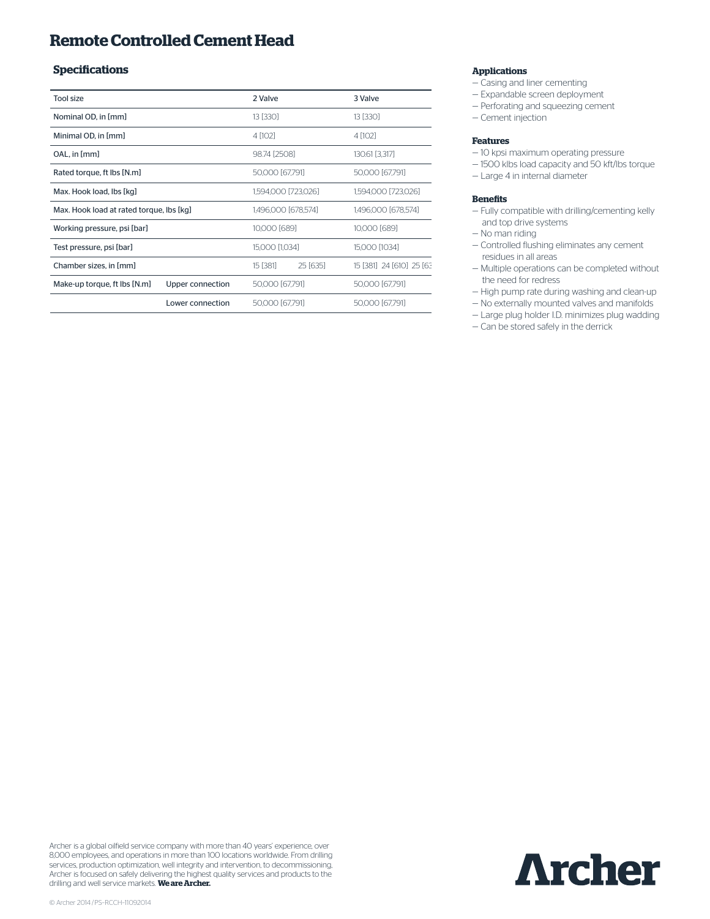# Remote Controlled Cement Head

## Specifications

| Tool size | | 2 Valve | | 3 Valve | | |
|---|---|---|---|---|---|---|
| Nominal OD, in [mm] | | 13 [330] | | 13 [330] | | |
| Minimal OD, in [mm] | | 4 [102] | | 4 [102] | | |
| OAL, in [mm] | | 98.74 [2508] | | 130.61 [3,317] | | |
| Rated torque, ft lbs [N.m] | | 50,000 [67,791] | | 50,000 [67,791] | | |
| Max. Hook load, lbs [kg] | | 1,594,000 [723,026] | | 1,594,000 [723,026] | | |
| Max. Hook load at rated torque, lbs [kg] | | 1,496,000 [678,574] | | 1,496,000 [678,574] | | |
| Working pressure, psi [bar] | | 10,000 [689] | | 10,000 [689] | | |
| Test pressure, psi [bar] | | 15,000 [1,034] | | 15,000 [1034] | | |
| Chamber sizes, in [mm] | | 15 [381] | 25 [635] | 15 [381] | 24 [610] | 25 [63 |
| Make-up torque, ft lbs [N.m] | Upper connection | 50,000 [67,791] | | 50,000 [67,791] | | |
| | Lower connection | 50,000 [67,791] | | 50,000 [67,791] | | |

### Applications

- Casing and liner cementing
- Expandable screen deployment
- Perforating and squeezing cement
- Cement injection

### Features

- 10 kpsi maximum operating pressure
- 1500 klbs load capacity and 50 kft/lbs torque
- Large 4 in internal diameter

### Benefits

- Fully compatible with drilling/cementing kelly and top drive systems
- No man riding
- Controlled flushing eliminates any cement residues in all areas
- Multiple operations can be completed without the need for redress
- High pump rate during washing and clean-up
- No externally mounted valves and manifolds
- Large plug holder I.D. minimizes plug wadding
- Can be stored safely in the derrick

Archer is a global oilfield service company with more than 40 years' experience, over 8,000 employees, and operations in more than 100 locations worldwide. From drilling services, production optimization, well integrity and intervention, to decommissioning, Archer is focused on safely delivering the highest quality services and products to the drilling and well service markets. **We are Archer.**

Archer

© Archer 2014 / PS-RCCH-11092014